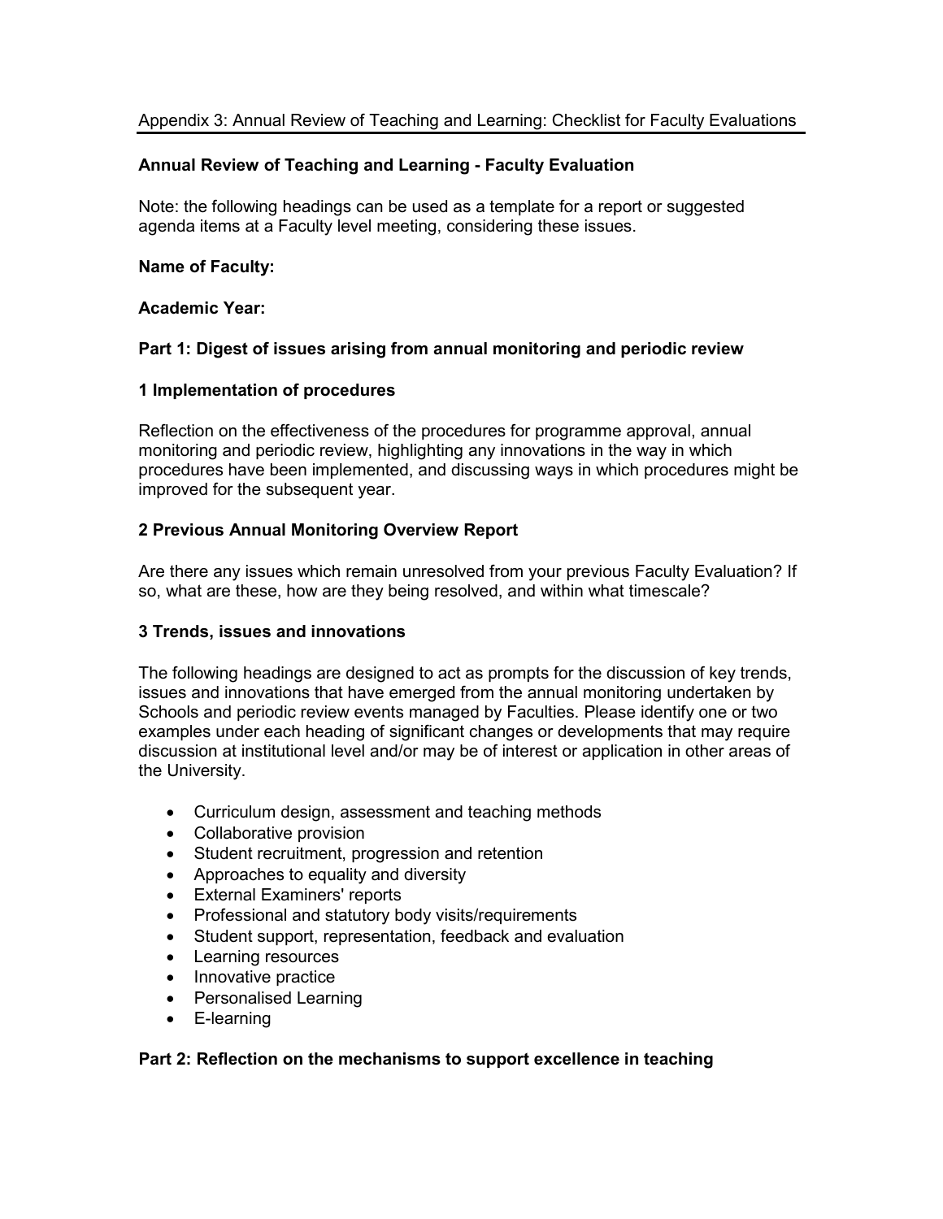Appendix 3: Annual Review of Teaching and Learning: Checklist for Faculty Evaluations

## Annual Review of Teaching and Learning - Faculty Evaluation

Note: the following headings can be used as a template for a report or suggested agenda items at a Faculty level meeting, considering these issues.

**Name of Faculty:**

**Academic Year:**

## Part 1: Digest of issues arising from annual monitoring and periodic review

### 1 Implementation of procedures

Reflection on the effectiveness of the procedures for programme approval, annual monitoring and periodic review, highlighting any innovations in the way in which procedures have been implemented, and discussing ways in which procedures might be improved for the subsequent year.

### 2 Previous Annual Monitoring Overview Report

Are there any issues which remain unresolved from your previous Faculty Evaluation? If so, what are these, how are they being resolved, and within what timescale?

### 3 Trends, issues and innovations

The following headings are designed to act as prompts for the discussion of key trends, issues and innovations that have emerged from the annual monitoring undertaken by Schools and periodic review events managed by Faculties. Please identify one or two examples under each heading of significant changes or developments that may require discussion at institutional level and/or may be of interest or application in other areas of the University.

- Curriculum design, assessment and teaching methods
- Collaborative provision
- Student recruitment, progression and retention
- Approaches to equality and diversity
- External Examiners' reports
- Professional and statutory body visits/requirements
- Student support, representation, feedback and evaluation
- Learning resources
- Innovative practice
- Personalised Learning
- E-learning

## Part 2: Reflection on the mechanisms to support excellence in teaching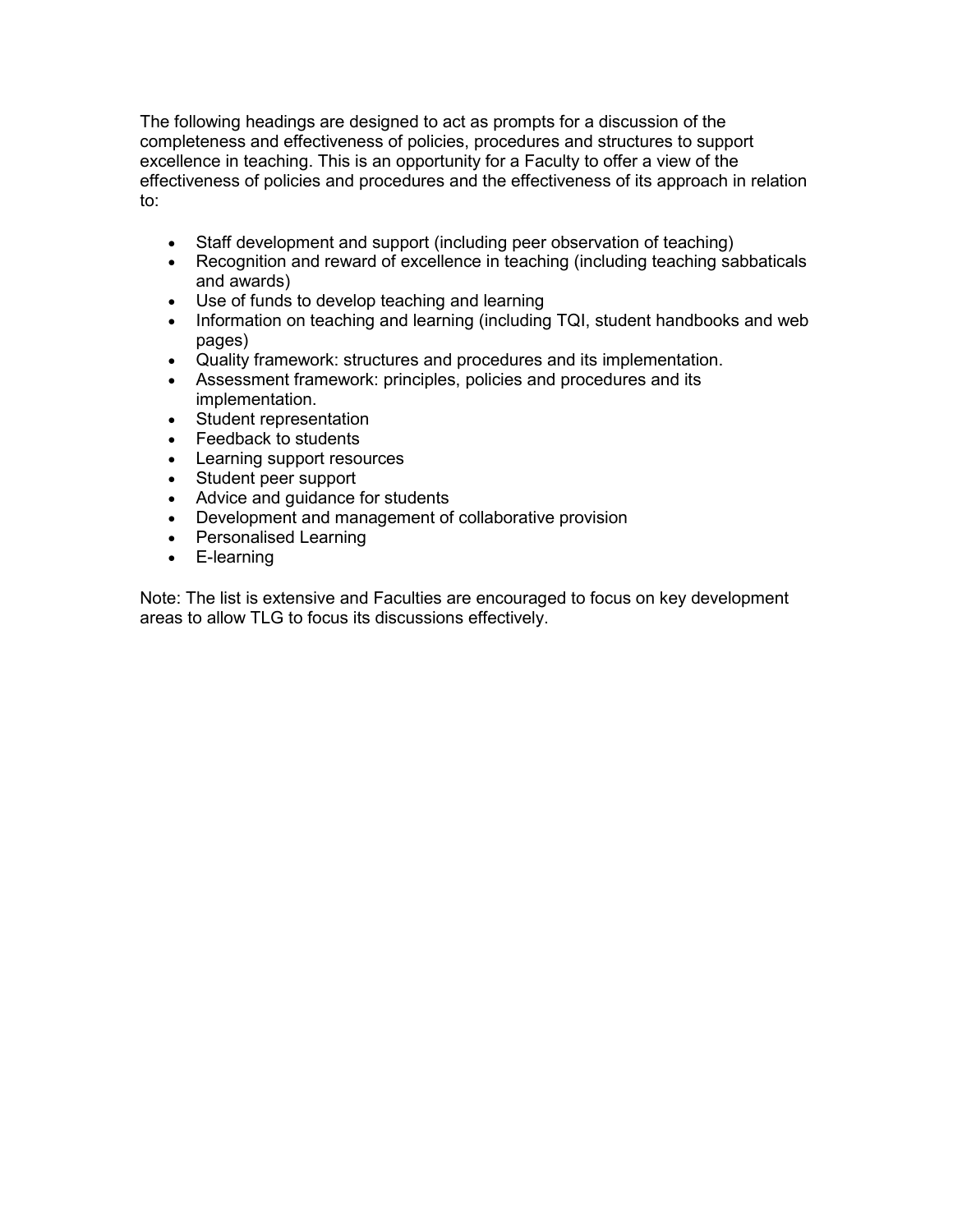The following headings are designed to act as prompts for a discussion of the completeness and effectiveness of policies, procedures and structures to support excellence in teaching. This is an opportunity for a Faculty to offer a view of the effectiveness of policies and procedures and the effectiveness of its approach in relation to:

- Staff development and support (including peer observation of teaching)
- Recognition and reward of excellence in teaching (including teaching sabbaticals and awards)
- Use of funds to develop teaching and learning
- Information on teaching and learning (including TQI, student handbooks and web pages)
- Quality framework: structures and procedures and its implementation.
- Assessment framework: principles, policies and procedures and its implementation.
- Student representation
- Feedback to students
- Learning support resources
- Student peer support
- Advice and guidance for students
- Development and management of collaborative provision
- Personalised Learning
- E-learning

Note: The list is extensive and Faculties are encouraged to focus on key development areas to allow TLG to focus its discussions effectively.